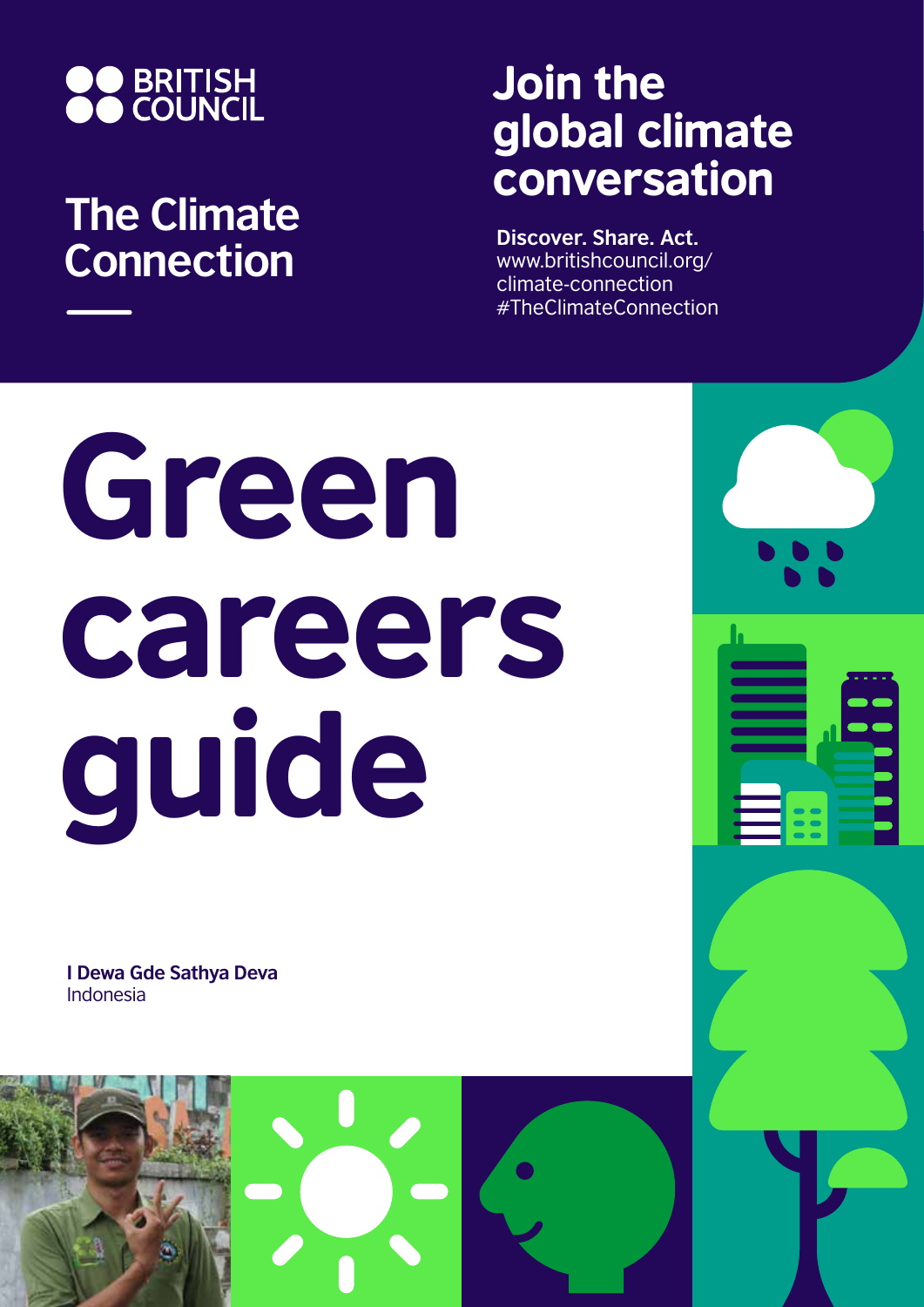BRITISH COUNCIL

The Climate Connection

## Join the global climate conversation

**Discover. Share. Act.**
www.britishcouncil.org/climate-connection
#TheClimateConnection

# Green careers guide

**I Dewa Gde Sathya Deva**
Indonesia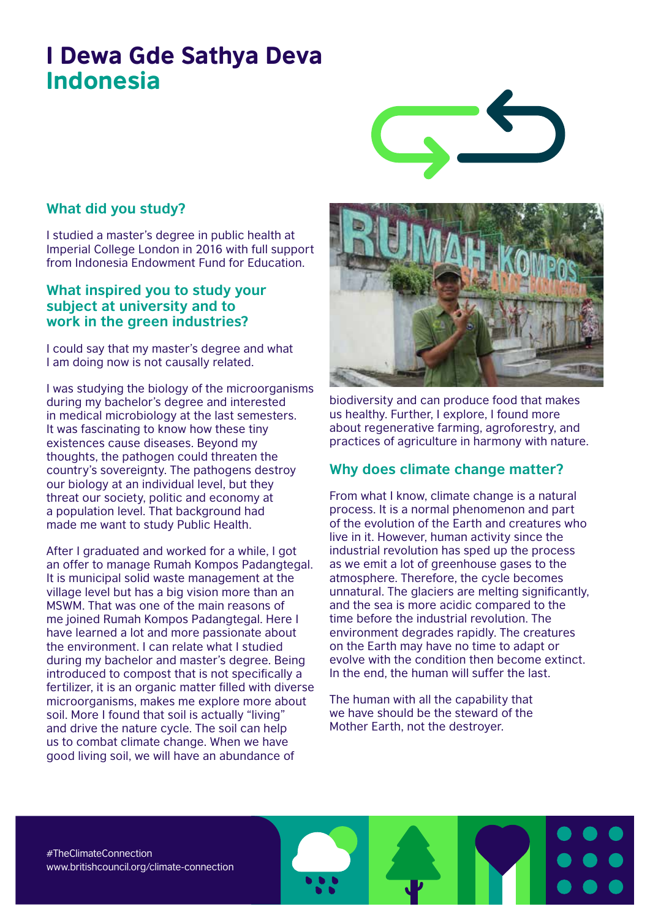# I Dewa Gde Sathya Deva

## Indonesia

### What did you study?

I studied a master's degree in public health at Imperial College London in 2016 with full support from Indonesia Endowment Fund for Education.

### What inspired you to study your subject at university and to work in the green industries?

I could say that my master's degree and what I am doing now is not causally related.

I was studying the biology of the microorganisms during my bachelor's degree and interested in medical microbiology at the last semesters. It was fascinating to know how these tiny existences cause diseases. Beyond my thoughts, the pathogen could threaten the country's sovereignty. The pathogens destroy our biology at an individual level, but they threat our society, politic and economy at a population level. That background had made me want to study Public Health.

After I graduated and worked for a while, I got an offer to manage Rumah Kompos Padangtegal. It is municipal solid waste management at the village level but has a big vision more than an MSWM. That was one of the main reasons of me joined Rumah Kompos Padangtegal. Here I have learned a lot and more passionate about the environment. I can relate what I studied during my bachelor and master's degree. Being introduced to compost that is not specifically a fertilizer, it is an organic matter filled with diverse microorganisms, makes me explore more about soil. More I found that soil is actually "living" and drive the nature cycle. The soil can help us to combat climate change. When we have good living soil, we will have an abundance of biodiversity and can produce food that makes us healthy. Further, I explore, I found more about regenerative farming, agroforestry, and practices of agriculture in harmony with nature.

### Why does climate change matter?

From what I know, climate change is a natural process. It is a normal phenomenon and part of the evolution of the Earth and creatures who live in it. However, human activity since the industrial revolution has sped up the process as we emit a lot of greenhouse gases to the atmosphere. Therefore, the cycle becomes unnatural. The glaciers are melting significantly, and the sea is more acidic compared to the time before the industrial revolution. The environment degrades rapidly. The creatures on the Earth may have no time to adapt or evolve with the condition then become extinct. In the end, the human will suffer the last.

The human with all the capability that we have should be the steward of the Mother Earth, not the destroyer.

#TheClimateConnection
www.britishcouncil.org/climate-connection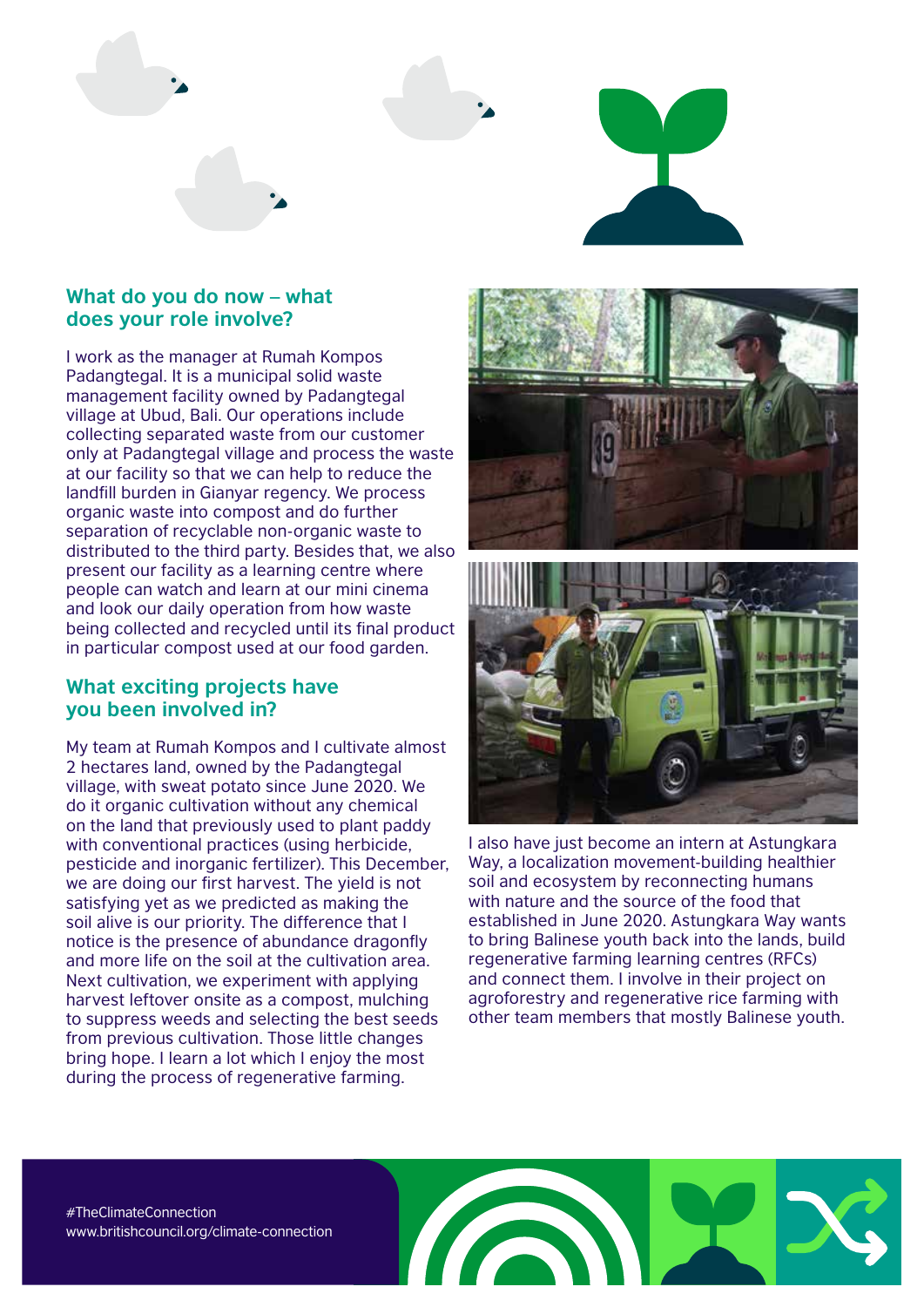## What do you do now – what does your role involve?

I work as the manager at Rumah Kompos Padangtegal. It is a municipal solid waste management facility owned by Padangtegal village at Ubud, Bali. Our operations include collecting separated waste from our customer only at Padangtegal village and process the waste at our facility so that we can help to reduce the landfill burden in Gianyar regency. We process organic waste into compost and do further separation of recyclable non-organic waste to distributed to the third party. Besides that, we also present our facility as a learning centre where people can watch and learn at our mini cinema and look our daily operation from how waste being collected and recycled until its final product in particular compost used at our food garden.

## What exciting projects have you been involved in?

My team at Rumah Kompos and I cultivate almost 2 hectares land, owned by the Padangtegal village, with sweat potato since June 2020. We do it organic cultivation without any chemical on the land that previously used to plant paddy with conventional practices (using herbicide, pesticide and inorganic fertilizer). This December, we are doing our first harvest. The yield is not satisfying yet as we predicted as making the soil alive is our priority. The difference that I notice is the presence of abundance dragonfly and more life on the soil at the cultivation area. Next cultivation, we experiment with applying harvest leftover onsite as a compost, mulching to suppress weeds and selecting the best seeds from previous cultivation. Those little changes bring hope. I learn a lot which I enjoy the most during the process of regenerative farming.

I also have just become an intern at Astungkara Way, a localization movement-building healthier soil and ecosystem by reconnecting humans with nature and the source of the food that established in June 2020. Astungkara Way wants to bring Balinese youth back into the lands, build regenerative farming learning centres (RFCs) and connect them. I involve in their project on agroforestry and regenerative rice farming with other team members that mostly Balinese youth.

#TheClimateConnection
www.britishcouncil.org/climate-connection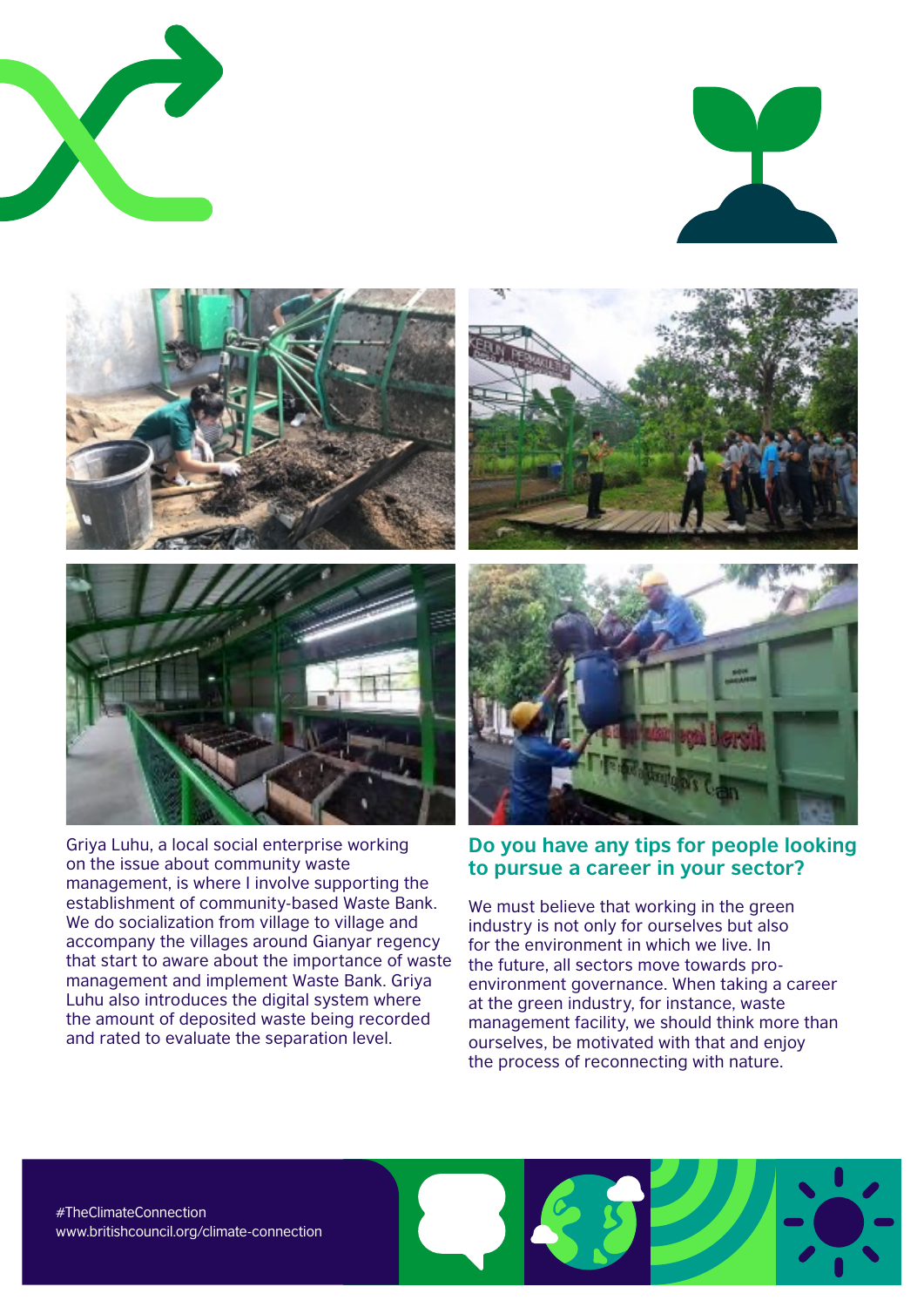Griya Luhu, a local social enterprise working on the issue about community waste management, is where I involve supporting the establishment of community-based Waste Bank. We do socialization from village to village and accompany the villages around Gianyar regency that start to aware about the importance of waste management and implement Waste Bank. Griya Luhu also introduces the digital system where the amount of deposited waste being recorded and rated to evaluate the separation level.

## Do you have any tips for people looking to pursue a career in your sector?

We must believe that working in the green industry is not only for ourselves but also for the environment in which we live. In the future, all sectors move towards pro-environment governance. When taking a career at the green industry, for instance, waste management facility, we should think more than ourselves, be motivated with that and enjoy the process of reconnecting with nature.

#TheClimateConnection
www.britishcouncil.org/climate-connection